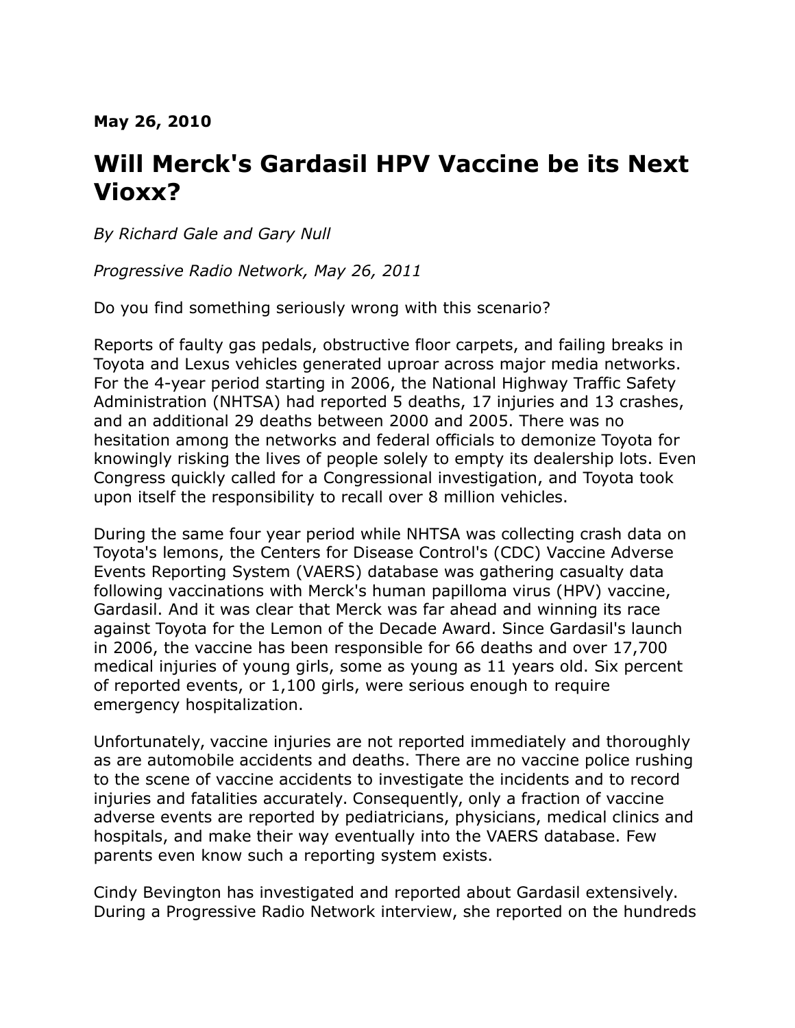**May 26, 2010**

# Will Merck's Gardasil HPV Vaccine be its Next Vioxx?

*By Richard Gale and Gary Null*

*Progressive Radio Network, May 26, 2011*

Do you find something seriously wrong with this scenario?

Reports of faulty gas pedals, obstructive floor carpets, and failing breaks in Toyota and Lexus vehicles generated uproar across major media networks. For the 4-year period starting in 2006, the National Highway Traffic Safety Administration (NHTSA) had reported 5 deaths, 17 injuries and 13 crashes, and an additional 29 deaths between 2000 and 2005. There was no hesitation among the networks and federal officials to demonize Toyota for knowingly risking the lives of people solely to empty its dealership lots. Even Congress quickly called for a Congressional investigation, and Toyota took upon itself the responsibility to recall over 8 million vehicles.

During the same four year period while NHTSA was collecting crash data on Toyota's lemons, the Centers for Disease Control's (CDC) Vaccine Adverse Events Reporting System (VAERS) database was gathering casualty data following vaccinations with Merck's human papilloma virus (HPV) vaccine, Gardasil. And it was clear that Merck was far ahead and winning its race against Toyota for the Lemon of the Decade Award. Since Gardasil's launch in 2006, the vaccine has been responsible for 66 deaths and over 17,700 medical injuries of young girls, some as young as 11 years old. Six percent of reported events, or 1,100 girls, were serious enough to require emergency hospitalization.

Unfortunately, vaccine injuries are not reported immediately and thoroughly as are automobile accidents and deaths. There are no vaccine police rushing to the scene of vaccine accidents to investigate the incidents and to record injuries and fatalities accurately. Consequently, only a fraction of vaccine adverse events are reported by pediatricians, physicians, medical clinics and hospitals, and make their way eventually into the VAERS database. Few parents even know such a reporting system exists.

Cindy Bevington has investigated and reported about Gardasil extensively. During a Progressive Radio Network interview, she reported on the hundreds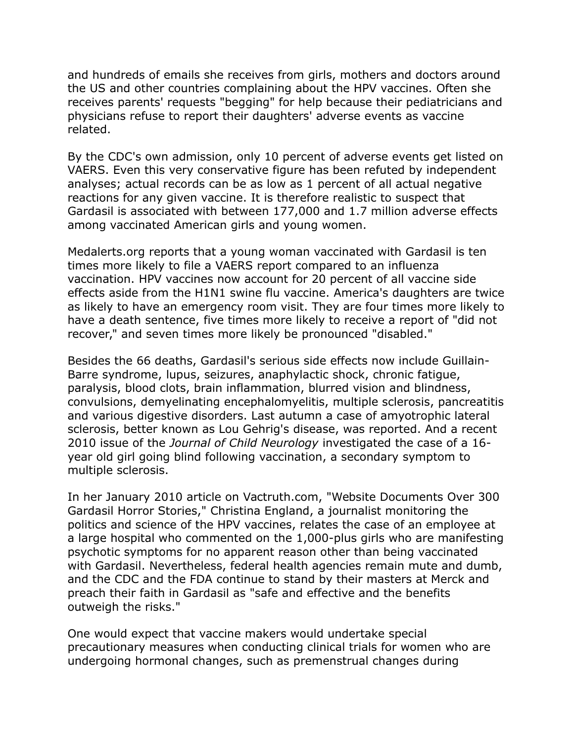and hundreds of emails she receives from girls, mothers and doctors around the US and other countries complaining about the HPV vaccines. Often she receives parents' requests "begging" for help because their pediatricians and physicians refuse to report their daughters' adverse events as vaccine related.

By the CDC's own admission, only 10 percent of adverse events get listed on VAERS. Even this very conservative figure has been refuted by independent analyses; actual records can be as low as 1 percent of all actual negative reactions for any given vaccine. It is therefore realistic to suspect that Gardasil is associated with between 177,000 and 1.7 million adverse effects among vaccinated American girls and young women.

Medalerts.org reports that a young woman vaccinated with Gardasil is ten times more likely to file a VAERS report compared to an influenza vaccination. HPV vaccines now account for 20 percent of all vaccine side effects aside from the H1N1 swine flu vaccine. America's daughters are twice as likely to have an emergency room visit. They are four times more likely to have a death sentence, five times more likely to receive a report of "did not recover," and seven times more likely be pronounced "disabled."

Besides the 66 deaths, Gardasil's serious side effects now include Guillain-Barre syndrome, lupus, seizures, anaphylactic shock, chronic fatigue, paralysis, blood clots, brain inflammation, blurred vision and blindness, convulsions, demyelinating encephalomyelitis, multiple sclerosis, pancreatitis and various digestive disorders. Last autumn a case of amyotrophic lateral sclerosis, better known as Lou Gehrig's disease, was reported. And a recent 2010 issue of the *Journal of Child Neurology* investigated the case of a 16-year old girl going blind following vaccination, a secondary symptom to multiple sclerosis.

In her January 2010 article on Vactruth.com, "Website Documents Over 300 Gardasil Horror Stories," Christina England, a journalist monitoring the politics and science of the HPV vaccines, relates the case of an employee at a large hospital who commented on the 1,000-plus girls who are manifesting psychotic symptoms for no apparent reason other than being vaccinated with Gardasil. Nevertheless, federal health agencies remain mute and dumb, and the CDC and the FDA continue to stand by their masters at Merck and preach their faith in Gardasil as "safe and effective and the benefits outweigh the risks."

One would expect that vaccine makers would undertake special precautionary measures when conducting clinical trials for women who are undergoing hormonal changes, such as premenstrual changes during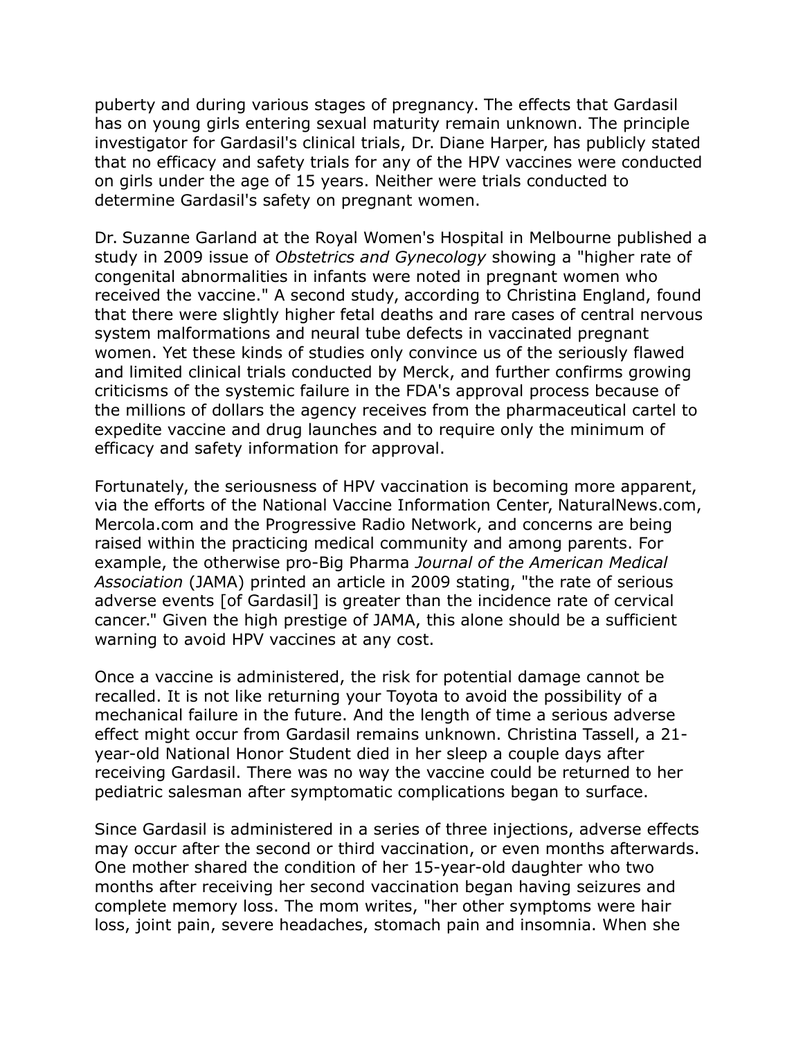puberty and during various stages of pregnancy. The effects that Gardasil has on young girls entering sexual maturity remain unknown. The principle investigator for Gardasil's clinical trials, Dr. Diane Harper, has publicly stated that no efficacy and safety trials for any of the HPV vaccines were conducted on girls under the age of 15 years. Neither were trials conducted to determine Gardasil's safety on pregnant women.

Dr. Suzanne Garland at the Royal Women's Hospital in Melbourne published a study in 2009 issue of *Obstetrics and Gynecology* showing a "higher rate of congenital abnormalities in infants were noted in pregnant women who received the vaccine." A second study, according to Christina England, found that there were slightly higher fetal deaths and rare cases of central nervous system malformations and neural tube defects in vaccinated pregnant women. Yet these kinds of studies only convince us of the seriously flawed and limited clinical trials conducted by Merck, and further confirms growing criticisms of the systemic failure in the FDA's approval process because of the millions of dollars the agency receives from the pharmaceutical cartel to expedite vaccine and drug launches and to require only the minimum of efficacy and safety information for approval.

Fortunately, the seriousness of HPV vaccination is becoming more apparent, via the efforts of the National Vaccine Information Center, NaturalNews.com, Mercola.com and the Progressive Radio Network, and concerns are being raised within the practicing medical community and among parents. For example, the otherwise pro-Big Pharma *Journal of the American Medical Association* (JAMA) printed an article in 2009 stating, "the rate of serious adverse events [of Gardasil] is greater than the incidence rate of cervical cancer." Given the high prestige of JAMA, this alone should be a sufficient warning to avoid HPV vaccines at any cost.

Once a vaccine is administered, the risk for potential damage cannot be recalled. It is not like returning your Toyota to avoid the possibility of a mechanical failure in the future. And the length of time a serious adverse effect might occur from Gardasil remains unknown. Christina Tassell, a 21-year-old National Honor Student died in her sleep a couple days after receiving Gardasil. There was no way the vaccine could be returned to her pediatric salesman after symptomatic complications began to surface.

Since Gardasil is administered in a series of three injections, adverse effects may occur after the second or third vaccination, or even months afterwards. One mother shared the condition of her 15-year-old daughter who two months after receiving her second vaccination began having seizures and complete memory loss. The mom writes, "her other symptoms were hair loss, joint pain, severe headaches, stomach pain and insomnia. When she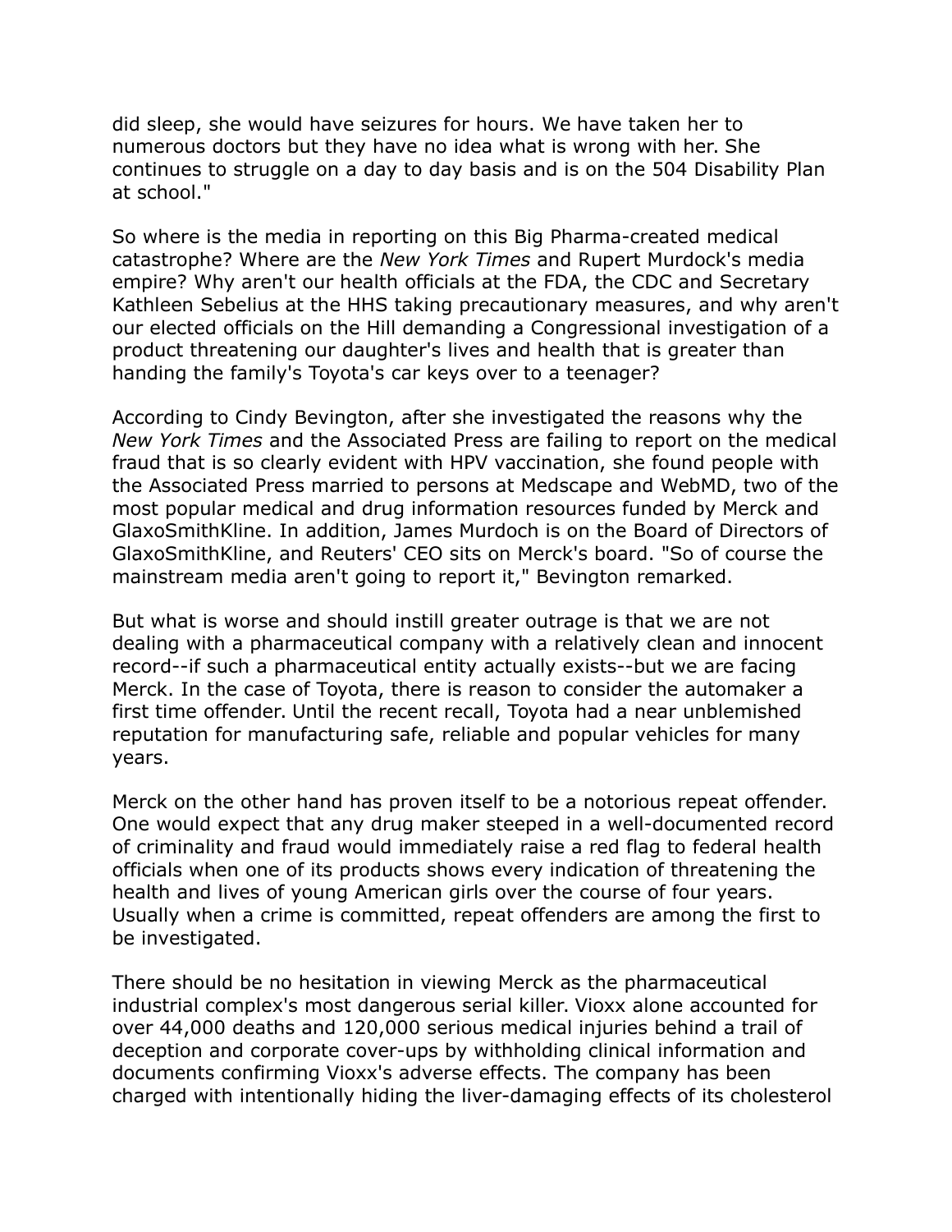did sleep, she would have seizures for hours. We have taken her to numerous doctors but they have no idea what is wrong with her. She continues to struggle on a day to day basis and is on the 504 Disability Plan at school."

So where is the media in reporting on this Big Pharma-created medical catastrophe? Where are the *New York Times* and Rupert Murdock's media empire? Why aren't our health officials at the FDA, the CDC and Secretary Kathleen Sebelius at the HHS taking precautionary measures, and why aren't our elected officials on the Hill demanding a Congressional investigation of a product threatening our daughter's lives and health that is greater than handing the family's Toyota's car keys over to a teenager?

According to Cindy Bevington, after she investigated the reasons why the *New York Times* and the Associated Press are failing to report on the medical fraud that is so clearly evident with HPV vaccination, she found people with the Associated Press married to persons at Medscape and WebMD, two of the most popular medical and drug information resources funded by Merck and GlaxoSmithKline. In addition, James Murdoch is on the Board of Directors of GlaxoSmithKline, and Reuters' CEO sits on Merck's board. "So of course the mainstream media aren't going to report it," Bevington remarked.

But what is worse and should instill greater outrage is that we are not dealing with a pharmaceutical company with a relatively clean and innocent record--if such a pharmaceutical entity actually exists--but we are facing Merck. In the case of Toyota, there is reason to consider the automaker a first time offender. Until the recent recall, Toyota had a near unblemished reputation for manufacturing safe, reliable and popular vehicles for many years.

Merck on the other hand has proven itself to be a notorious repeat offender. One would expect that any drug maker steeped in a well-documented record of criminality and fraud would immediately raise a red flag to federal health officials when one of its products shows every indication of threatening the health and lives of young American girls over the course of four years. Usually when a crime is committed, repeat offenders are among the first to be investigated.

There should be no hesitation in viewing Merck as the pharmaceutical industrial complex's most dangerous serial killer. Vioxx alone accounted for over 44,000 deaths and 120,000 serious medical injuries behind a trail of deception and corporate cover-ups by withholding clinical information and documents confirming Vioxx's adverse effects. The company has been charged with intentionally hiding the liver-damaging effects of its cholesterol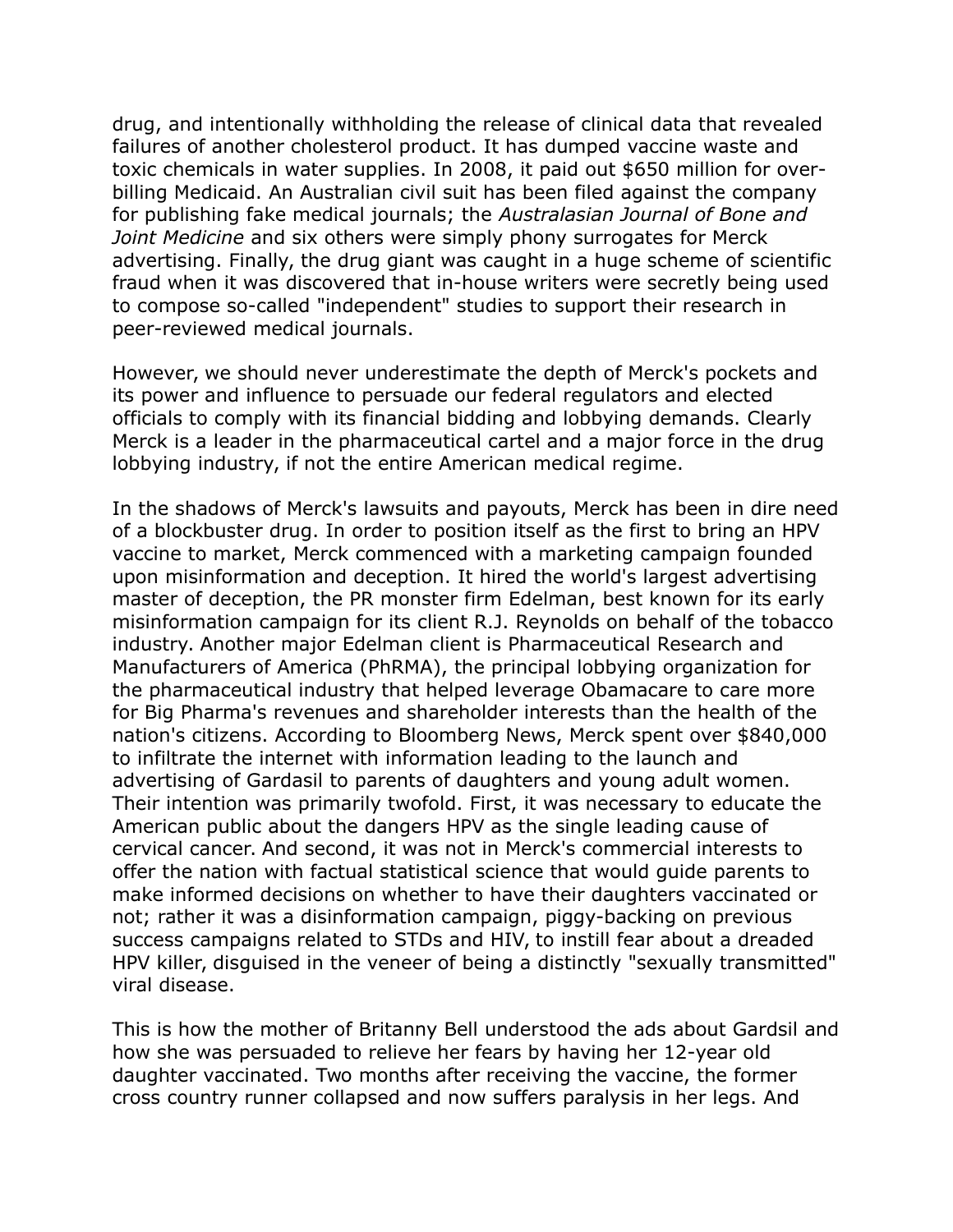drug, and intentionally withholding the release of clinical data that revealed failures of another cholesterol product. It has dumped vaccine waste and toxic chemicals in water supplies. In 2008, it paid out $650 million for over-billing Medicaid. An Australian civil suit has been filed against the company for publishing fake medical journals; the *Australasian Journal of Bone and Joint Medicine* and six others were simply phony surrogates for Merck advertising. Finally, the drug giant was caught in a huge scheme of scientific fraud when it was discovered that in-house writers were secretly being used to compose so-called "independent" studies to support their research in peer-reviewed medical journals.

However, we should never underestimate the depth of Merck's pockets and its power and influence to persuade our federal regulators and elected officials to comply with its financial bidding and lobbying demands. Clearly Merck is a leader in the pharmaceutical cartel and a major force in the drug lobbying industry, if not the entire American medical regime.

In the shadows of Merck's lawsuits and payouts, Merck has been in dire need of a blockbuster drug. In order to position itself as the first to bring an HPV vaccine to market, Merck commenced with a marketing campaign founded upon misinformation and deception. It hired the world's largest advertising master of deception, the PR monster firm Edelman, best known for its early misinformation campaign for its client R.J. Reynolds on behalf of the tobacco industry. Another major Edelman client is Pharmaceutical Research and Manufacturers of America (PhRMA), the principal lobbying organization for the pharmaceutical industry that helped leverage Obamacare to care more for Big Pharma's revenues and shareholder interests than the health of the nation's citizens. According to Bloomberg News, Merck spent over $840,000 to infiltrate the internet with information leading to the launch and advertising of Gardasil to parents of daughters and young adult women. Their intention was primarily twofold. First, it was necessary to educate the American public about the dangers HPV as the single leading cause of cervical cancer. And second, it was not in Merck's commercial interests to offer the nation with factual statistical science that would guide parents to make informed decisions on whether to have their daughters vaccinated or not; rather it was a disinformation campaign, piggy-backing on previous success campaigns related to STDs and HIV, to instill fear about a dreaded HPV killer, disguised in the veneer of being a distinctly "sexually transmitted" viral disease.

This is how the mother of Britanny Bell understood the ads about Gardsil and how she was persuaded to relieve her fears by having her 12-year old daughter vaccinated. Two months after receiving the vaccine, the former cross country runner collapsed and now suffers paralysis in her legs. And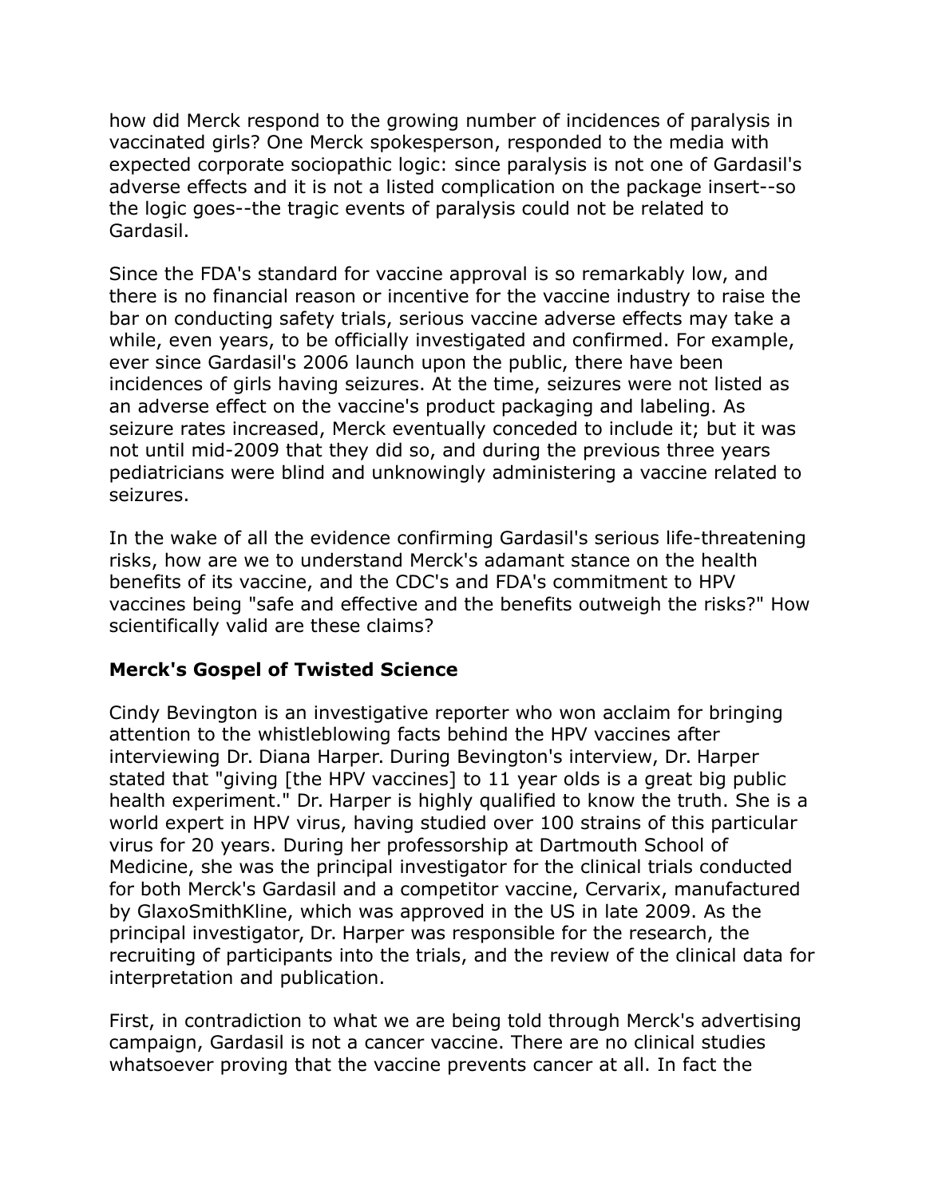how did Merck respond to the growing number of incidences of paralysis in vaccinated girls? One Merck spokesperson, responded to the media with expected corporate sociopathic logic: since paralysis is not one of Gardasil's adverse effects and it is not a listed complication on the package insert--so the logic goes--the tragic events of paralysis could not be related to Gardasil.

Since the FDA's standard for vaccine approval is so remarkably low, and there is no financial reason or incentive for the vaccine industry to raise the bar on conducting safety trials, serious vaccine adverse effects may take a while, even years, to be officially investigated and confirmed. For example, ever since Gardasil's 2006 launch upon the public, there have been incidences of girls having seizures. At the time, seizures were not listed as an adverse effect on the vaccine's product packaging and labeling. As seizure rates increased, Merck eventually conceded to include it; but it was not until mid-2009 that they did so, and during the previous three years pediatricians were blind and unknowingly administering a vaccine related to seizures.

In the wake of all the evidence confirming Gardasil's serious life-threatening risks, how are we to understand Merck's adamant stance on the health benefits of its vaccine, and the CDC's and FDA's commitment to HPV vaccines being "safe and effective and the benefits outweigh the risks?" How scientifically valid are these claims?

### Merck's Gospel of Twisted Science

Cindy Bevington is an investigative reporter who won acclaim for bringing attention to the whistleblowing facts behind the HPV vaccines after interviewing Dr. Diana Harper. During Bevington's interview, Dr. Harper stated that "giving [the HPV vaccines] to 11 year olds is a great big public health experiment." Dr. Harper is highly qualified to know the truth. She is a world expert in HPV virus, having studied over 100 strains of this particular virus for 20 years. During her professorship at Dartmouth School of Medicine, she was the principal investigator for the clinical trials conducted for both Merck's Gardasil and a competitor vaccine, Cervarix, manufactured by GlaxoSmithKline, which was approved in the US in late 2009. As the principal investigator, Dr. Harper was responsible for the research, the recruiting of participants into the trials, and the review of the clinical data for interpretation and publication.

First, in contradiction to what we are being told through Merck's advertising campaign, Gardasil is not a cancer vaccine. There are no clinical studies whatsoever proving that the vaccine prevents cancer at all. In fact the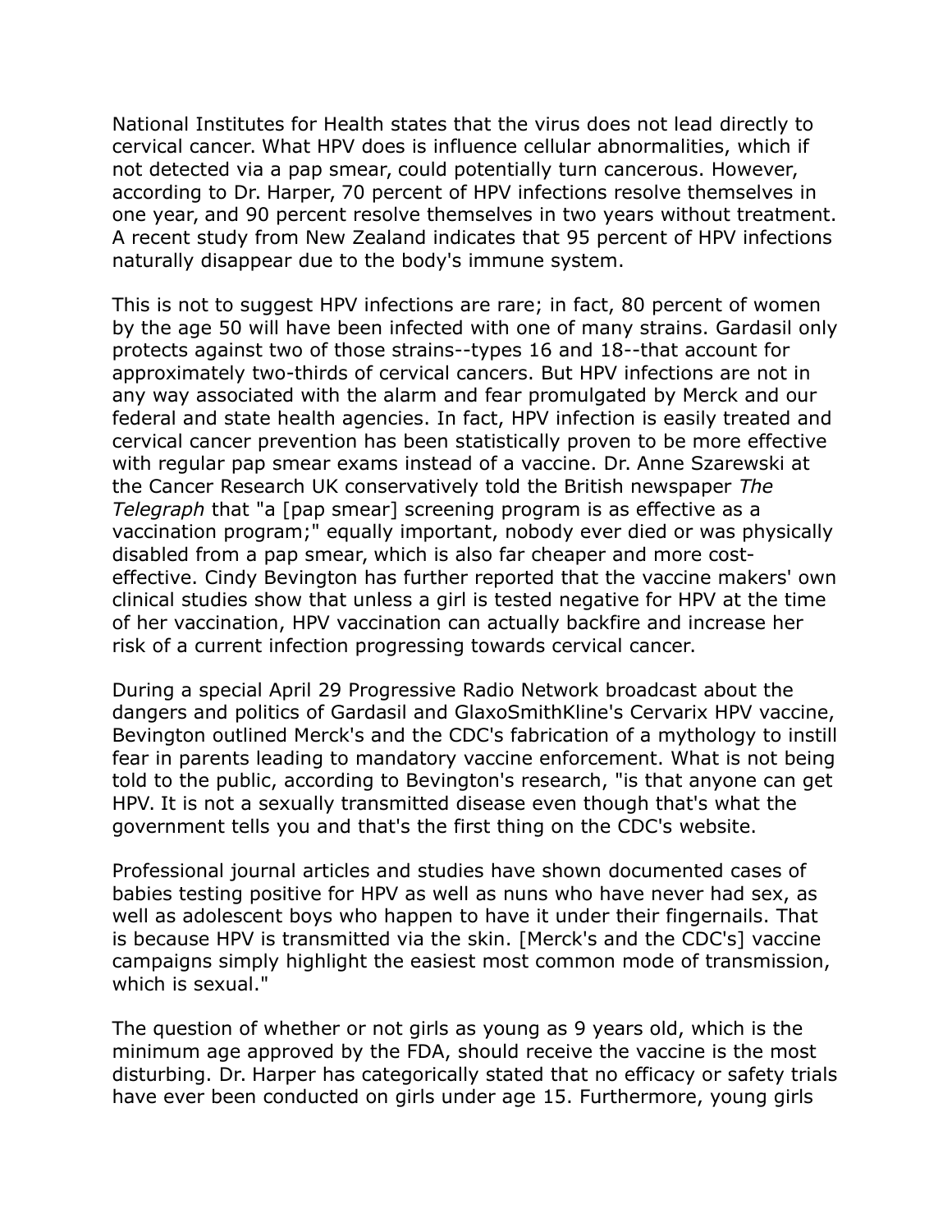National Institutes for Health states that the virus does not lead directly to cervical cancer. What HPV does is influence cellular abnormalities, which if not detected via a pap smear, could potentially turn cancerous. However, according to Dr. Harper, 70 percent of HPV infections resolve themselves in one year, and 90 percent resolve themselves in two years without treatment. A recent study from New Zealand indicates that 95 percent of HPV infections naturally disappear due to the body's immune system.

This is not to suggest HPV infections are rare; in fact, 80 percent of women by the age 50 will have been infected with one of many strains. Gardasil only protects against two of those strains--types 16 and 18--that account for approximately two-thirds of cervical cancers. But HPV infections are not in any way associated with the alarm and fear promulgated by Merck and our federal and state health agencies. In fact, HPV infection is easily treated and cervical cancer prevention has been statistically proven to be more effective with regular pap smear exams instead of a vaccine. Dr. Anne Szarewski at the Cancer Research UK conservatively told the British newspaper *The Telegraph* that "a [pap smear] screening program is as effective as a vaccination program;" equally important, nobody ever died or was physically disabled from a pap smear, which is also far cheaper and more cost-effective. Cindy Bevington has further reported that the vaccine makers' own clinical studies show that unless a girl is tested negative for HPV at the time of her vaccination, HPV vaccination can actually backfire and increase her risk of a current infection progressing towards cervical cancer.

During a special April 29 Progressive Radio Network broadcast about the dangers and politics of Gardasil and GlaxoSmithKline's Cervarix HPV vaccine, Bevington outlined Merck's and the CDC's fabrication of a mythology to instill fear in parents leading to mandatory vaccine enforcement. What is not being told to the public, according to Bevington's research, "is that anyone can get HPV. It is not a sexually transmitted disease even though that's what the government tells you and that's the first thing on the CDC's website.

Professional journal articles and studies have shown documented cases of babies testing positive for HPV as well as nuns who have never had sex, as well as adolescent boys who happen to have it under their fingernails. That is because HPV is transmitted via the skin. [Merck's and the CDC's] vaccine campaigns simply highlight the easiest most common mode of transmission, which is sexual."

The question of whether or not girls as young as 9 years old, which is the minimum age approved by the FDA, should receive the vaccine is the most disturbing. Dr. Harper has categorically stated that no efficacy or safety trials have ever been conducted on girls under age 15. Furthermore, young girls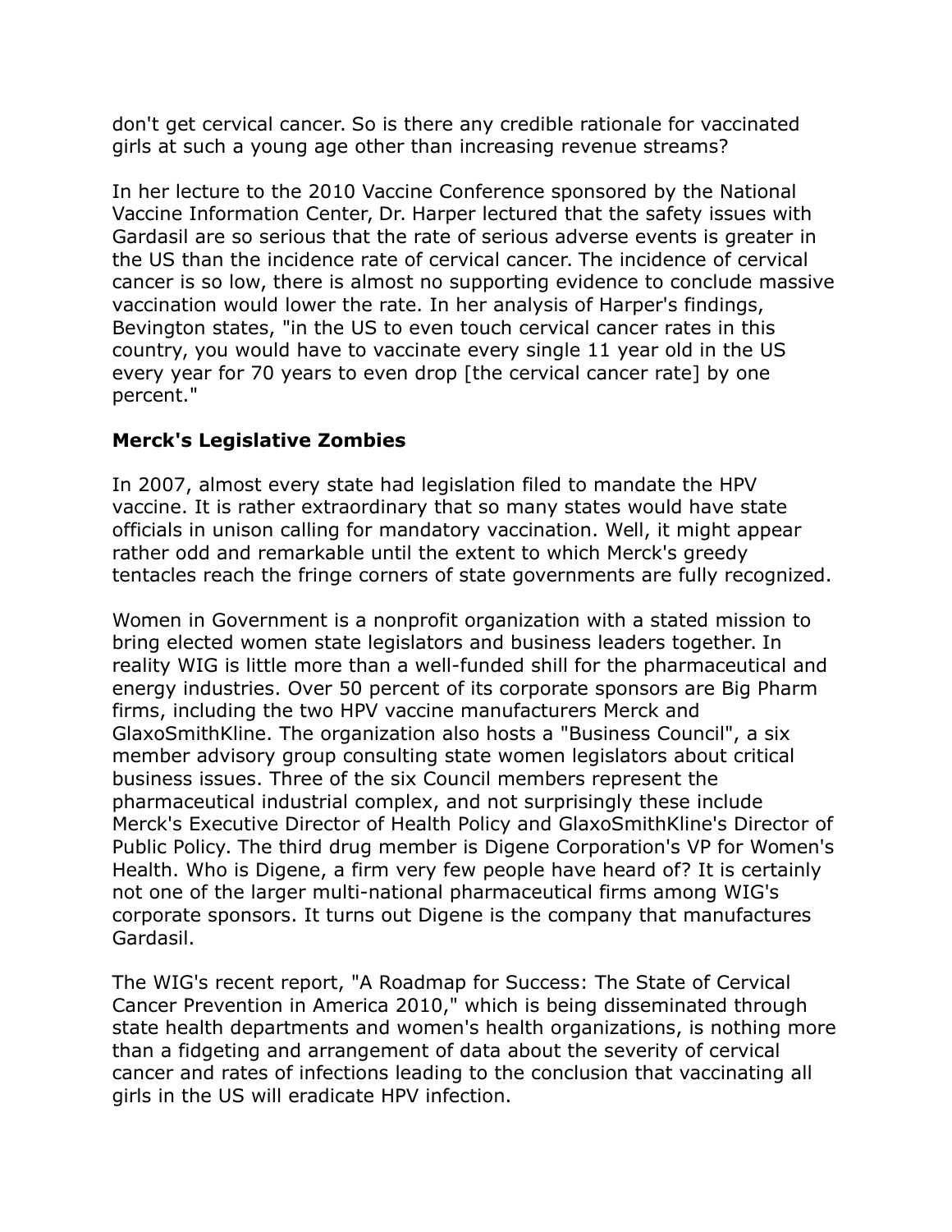don't get cervical cancer. So is there any credible rationale for vaccinated girls at such a young age other than increasing revenue streams?

In her lecture to the 2010 Vaccine Conference sponsored by the National Vaccine Information Center, Dr. Harper lectured that the safety issues with Gardasil are so serious that the rate of serious adverse events is greater in the US than the incidence rate of cervical cancer. The incidence of cervical cancer is so low, there is almost no supporting evidence to conclude massive vaccination would lower the rate. In her analysis of Harper's findings, Bevington states, "in the US to even touch cervical cancer rates in this country, you would have to vaccinate every single 11 year old in the US every year for 70 years to even drop [the cervical cancer rate] by one percent."

### Merck's Legislative Zombies

In 2007, almost every state had legislation filed to mandate the HPV vaccine. It is rather extraordinary that so many states would have state officials in unison calling for mandatory vaccination. Well, it might appear rather odd and remarkable until the extent to which Merck's greedy tentacles reach the fringe corners of state governments are fully recognized.

Women in Government is a nonprofit organization with a stated mission to bring elected women state legislators and business leaders together. In reality WIG is little more than a well-funded shill for the pharmaceutical and energy industries. Over 50 percent of its corporate sponsors are Big Pharm firms, including the two HPV vaccine manufacturers Merck and GlaxoSmithKline. The organization also hosts a "Business Council", a six member advisory group consulting state women legislators about critical business issues. Three of the six Council members represent the pharmaceutical industrial complex, and not surprisingly these include Merck's Executive Director of Health Policy and GlaxoSmithKline's Director of Public Policy. The third drug member is Digene Corporation's VP for Women's Health. Who is Digene, a firm very few people have heard of? It is certainly not one of the larger multi-national pharmaceutical firms among WIG's corporate sponsors. It turns out Digene is the company that manufactures Gardasil.

The WIG's recent report, "A Roadmap for Success: The State of Cervical Cancer Prevention in America 2010," which is being disseminated through state health departments and women's health organizations, is nothing more than a fidgeting and arrangement of data about the severity of cervical cancer and rates of infections leading to the conclusion that vaccinating all girls in the US will eradicate HPV infection.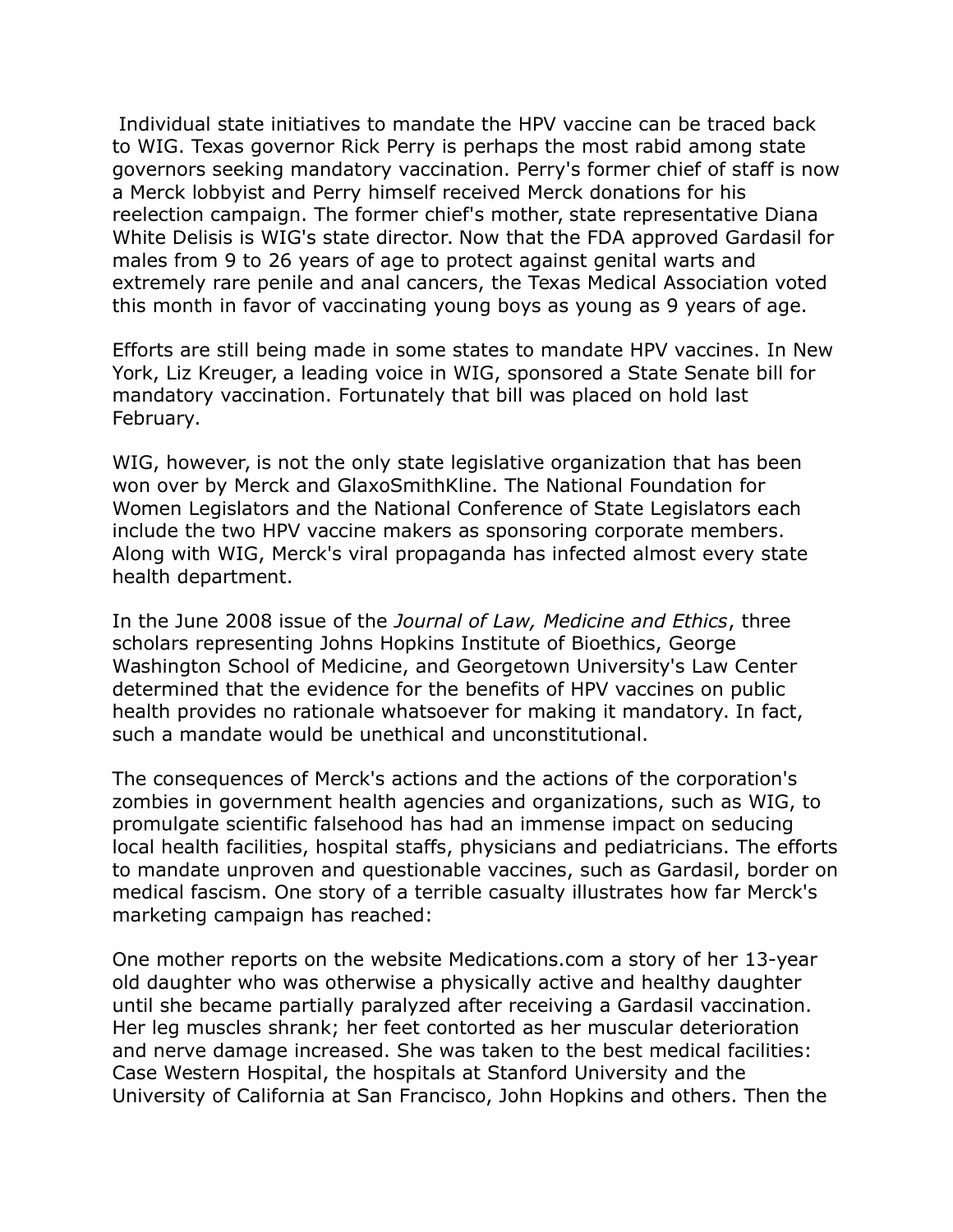Individual state initiatives to mandate the HPV vaccine can be traced back to WIG. Texas governor Rick Perry is perhaps the most rabid among state governors seeking mandatory vaccination. Perry's former chief of staff is now a Merck lobbyist and Perry himself received Merck donations for his reelection campaign. The former chief's mother, state representative Diana White Delisis is WIG's state director. Now that the FDA approved Gardasil for males from 9 to 26 years of age to protect against genital warts and extremely rare penile and anal cancers, the Texas Medical Association voted this month in favor of vaccinating young boys as young as 9 years of age.

Efforts are still being made in some states to mandate HPV vaccines. In New York, Liz Kreuger, a leading voice in WIG, sponsored a State Senate bill for mandatory vaccination. Fortunately that bill was placed on hold last February.

WIG, however, is not the only state legislative organization that has been won over by Merck and GlaxoSmithKline. The National Foundation for Women Legislators and the National Conference of State Legislators each include the two HPV vaccine makers as sponsoring corporate members. Along with WIG, Merck's viral propaganda has infected almost every state health department.

In the June 2008 issue of the *Journal of Law, Medicine and Ethics*, three scholars representing Johns Hopkins Institute of Bioethics, George Washington School of Medicine, and Georgetown University's Law Center determined that the evidence for the benefits of HPV vaccines on public health provides no rationale whatsoever for making it mandatory. In fact, such a mandate would be unethical and unconstitutional.

The consequences of Merck's actions and the actions of the corporation's zombies in government health agencies and organizations, such as WIG, to promulgate scientific falsehood has had an immense impact on seducing local health facilities, hospital staffs, physicians and pediatricians. The efforts to mandate unproven and questionable vaccines, such as Gardasil, border on medical fascism. One story of a terrible casualty illustrates how far Merck's marketing campaign has reached:

One mother reports on the website Medications.com a story of her 13-year old daughter who was otherwise a physically active and healthy daughter until she became partially paralyzed after receiving a Gardasil vaccination. Her leg muscles shrank; her feet contorted as her muscular deterioration and nerve damage increased. She was taken to the best medical facilities: Case Western Hospital, the hospitals at Stanford University and the University of California at San Francisco, John Hopkins and others. Then the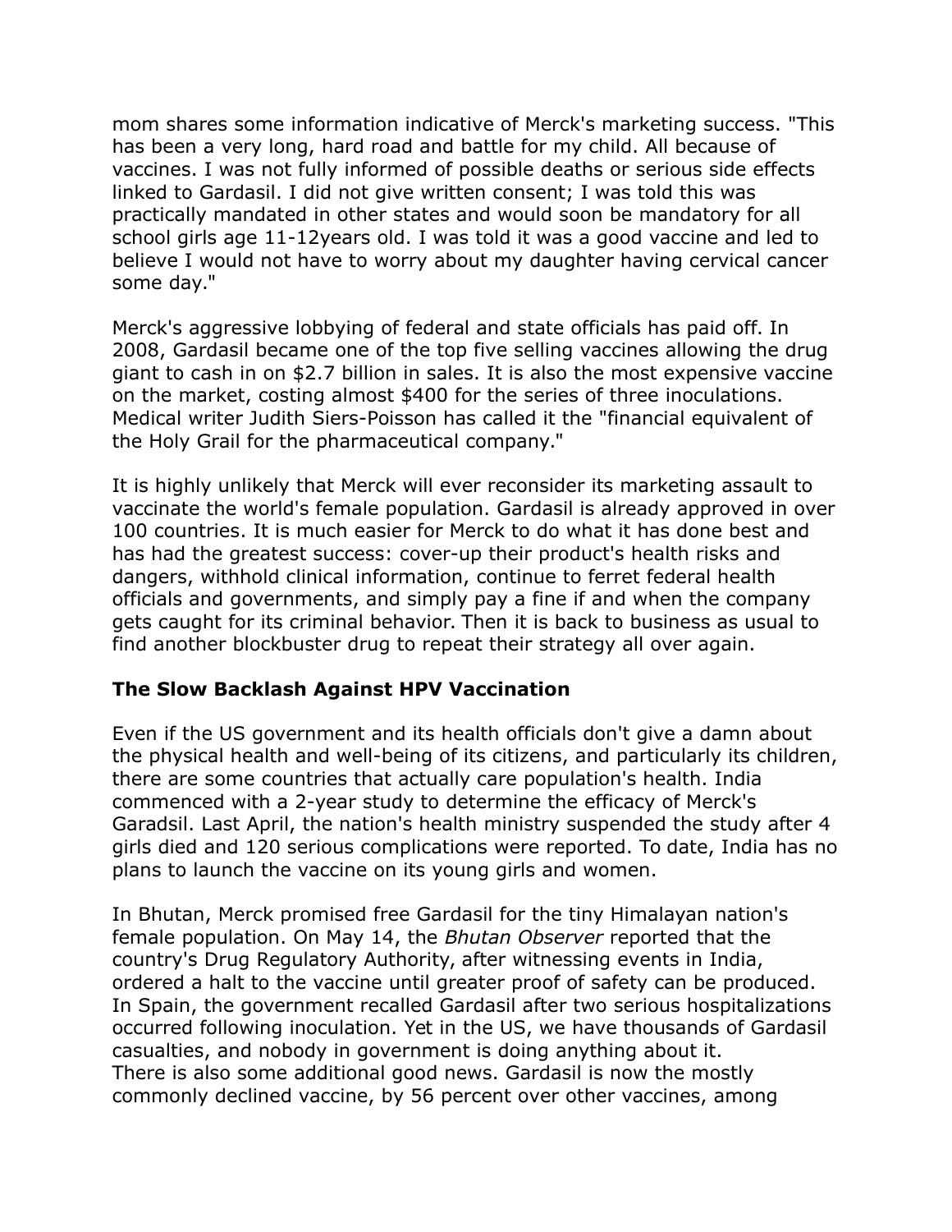mom shares some information indicative of Merck's marketing success. "This has been a very long, hard road and battle for my child. All because of vaccines. I was not fully informed of possible deaths or serious side effects linked to Gardasil. I did not give written consent; I was told this was practically mandated in other states and would soon be mandatory for all school girls age 11-12years old. I was told it was a good vaccine and led to believe I would not have to worry about my daughter having cervical cancer some day."

Merck's aggressive lobbying of federal and state officials has paid off. In 2008, Gardasil became one of the top five selling vaccines allowing the drug giant to cash in on $2.7 billion in sales. It is also the most expensive vaccine on the market, costing almost $400 for the series of three inoculations. Medical writer Judith Siers-Poisson has called it the "financial equivalent of the Holy Grail for the pharmaceutical company."

It is highly unlikely that Merck will ever reconsider its marketing assault to vaccinate the world's female population. Gardasil is already approved in over 100 countries. It is much easier for Merck to do what it has done best and has had the greatest success: cover-up their product's health risks and dangers, withhold clinical information, continue to ferret federal health officials and governments, and simply pay a fine if and when the company gets caught for its criminal behavior. Then it is back to business as usual to find another blockbuster drug to repeat their strategy all over again.

**The Slow Backlash Against HPV Vaccination**

Even if the US government and its health officials don't give a damn about the physical health and well-being of its citizens, and particularly its children, there are some countries that actually care population's health. India commenced with a 2-year study to determine the efficacy of Merck's Garadsil. Last April, the nation's health ministry suspended the study after 4 girls died and 120 serious complications were reported. To date, India has no plans to launch the vaccine on its young girls and women.

In Bhutan, Merck promised free Gardasil for the tiny Himalayan nation's female population. On May 14, the *Bhutan Observer* reported that the country's Drug Regulatory Authority, after witnessing events in India, ordered a halt to the vaccine until greater proof of safety can be produced. In Spain, the government recalled Gardasil after two serious hospitalizations occurred following inoculation. Yet in the US, we have thousands of Gardasil casualties, and nobody in government is doing anything about it.
There is also some additional good news. Gardasil is now the mostly commonly declined vaccine, by 56 percent over other vaccines, among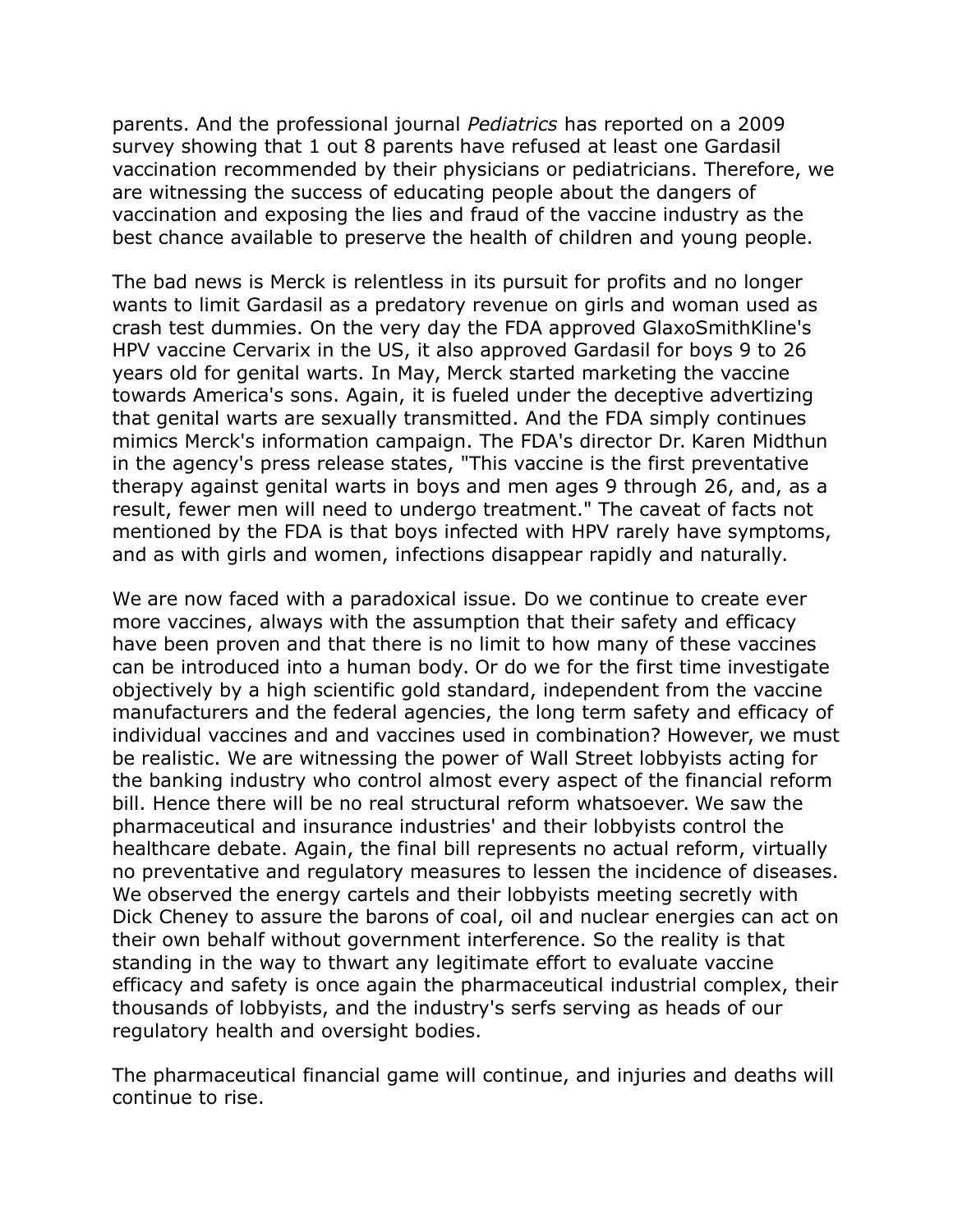parents. And the professional journal *Pediatrics* has reported on a 2009 survey showing that 1 out 8 parents have refused at least one Gardasil vaccination recommended by their physicians or pediatricians. Therefore, we are witnessing the success of educating people about the dangers of vaccination and exposing the lies and fraud of the vaccine industry as the best chance available to preserve the health of children and young people.

The bad news is Merck is relentless in its pursuit for profits and no longer wants to limit Gardasil as a predatory revenue on girls and woman used as crash test dummies. On the very day the FDA approved GlaxoSmithKline's HPV vaccine Cervarix in the US, it also approved Gardasil for boys 9 to 26 years old for genital warts. In May, Merck started marketing the vaccine towards America's sons. Again, it is fueled under the deceptive advertizing that genital warts are sexually transmitted. And the FDA simply continues mimics Merck's information campaign. The FDA's director Dr. Karen Midthun in the agency's press release states, "This vaccine is the first preventative therapy against genital warts in boys and men ages 9 through 26, and, as a result, fewer men will need to undergo treatment." The caveat of facts not mentioned by the FDA is that boys infected with HPV rarely have symptoms, and as with girls and women, infections disappear rapidly and naturally.

We are now faced with a paradoxical issue. Do we continue to create ever more vaccines, always with the assumption that their safety and efficacy have been proven and that there is no limit to how many of these vaccines can be introduced into a human body. Or do we for the first time investigate objectively by a high scientific gold standard, independent from the vaccine manufacturers and the federal agencies, the long term safety and efficacy of individual vaccines and and vaccines used in combination? However, we must be realistic. We are witnessing the power of Wall Street lobbyists acting for the banking industry who control almost every aspect of the financial reform bill. Hence there will be no real structural reform whatsoever. We saw the pharmaceutical and insurance industries' and their lobbyists control the healthcare debate. Again, the final bill represents no actual reform, virtually no preventative and regulatory measures to lessen the incidence of diseases. We observed the energy cartels and their lobbyists meeting secretly with Dick Cheney to assure the barons of coal, oil and nuclear energies can act on their own behalf without government interference. So the reality is that standing in the way to thwart any legitimate effort to evaluate vaccine efficacy and safety is once again the pharmaceutical industrial complex, their thousands of lobbyists, and the industry's serfs serving as heads of our regulatory health and oversight bodies.

The pharmaceutical financial game will continue, and injuries and deaths will continue to rise.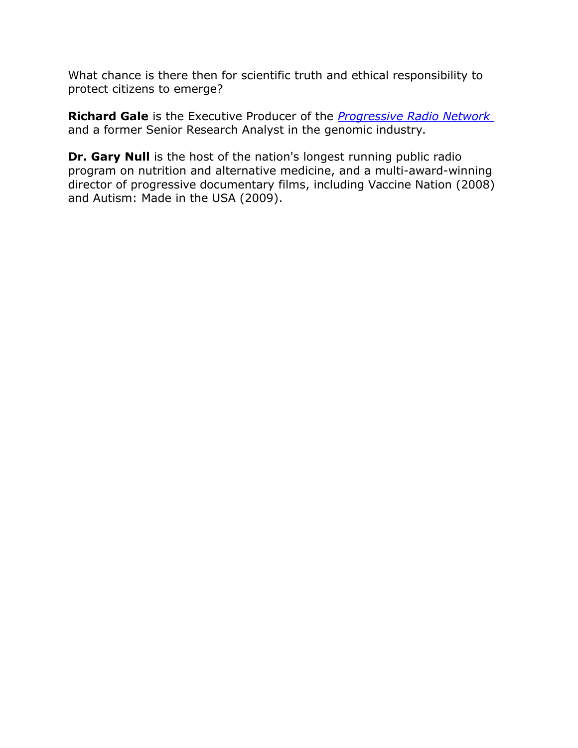What chance is there then for scientific truth and ethical responsibility to protect citizens to emerge?

**Richard Gale** is the Executive Producer of the *Progressive Radio Network* and a former Senior Research Analyst in the genomic industry.

**Dr. Gary Null** is the host of the nation's longest running public radio program on nutrition and alternative medicine, and a multi-award-winning director of progressive documentary films, including Vaccine Nation (2008) and Autism: Made in the USA (2009).